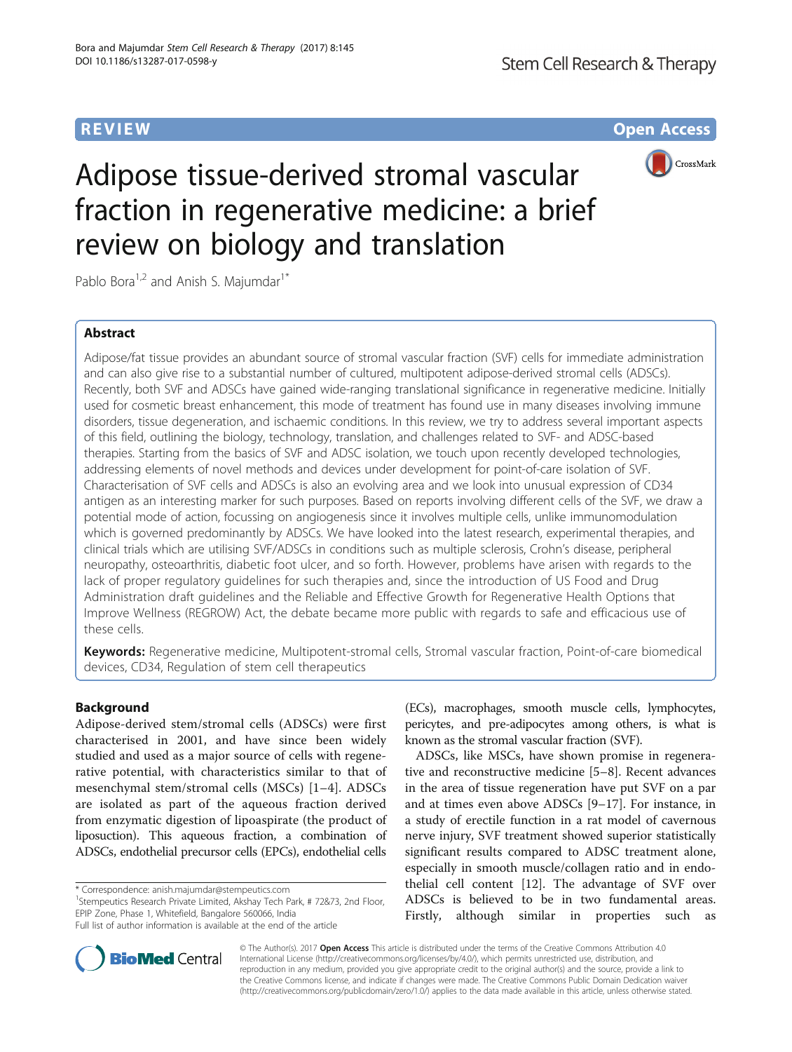REVIEW

Open Access

# Adipose tissue-derived stromal vascular fraction in regenerative medicine: a brief review on biology and translation

Pablo Bora[1,2] and Anish S. Majumdar[1*]

## Abstract

Adipose/fat tissue provides an abundant source of stromal vascular fraction (SVF) cells for immediate administration and can also give rise to a substantial number of cultured, multipotent adipose-derived stromal cells (ADSCs). Recently, both SVF and ADSCs have gained wide-ranging translational significance in regenerative medicine. Initially used for cosmetic breast enhancement, this mode of treatment has found use in many diseases involving immune disorders, tissue degeneration, and ischaemic conditions. In this review, we try to address several important aspects of this field, outlining the biology, technology, translation, and challenges related to SVF- and ADSC-based therapies. Starting from the basics of SVF and ADSC isolation, we touch upon recently developed technologies, addressing elements of novel methods and devices under development for point-of-care isolation of SVF. Characterisation of SVF cells and ADSCs is also an evolving area and we look into unusual expression of CD34 antigen as an interesting marker for such purposes. Based on reports involving different cells of the SVF, we draw a potential mode of action, focussing on angiogenesis since it involves multiple cells, unlike immunomodulation which is governed predominantly by ADSCs. We have looked into the latest research, experimental therapies, and clinical trials which are utilising SVF/ADSCs in conditions such as multiple sclerosis, Crohn's disease, peripheral neuropathy, osteoarthritis, diabetic foot ulcer, and so forth. However, problems have arisen with regards to the lack of proper regulatory guidelines for such therapies and, since the introduction of US Food and Drug Administration draft guidelines and the Reliable and Effective Growth for Regenerative Health Options that Improve Wellness (REGROW) Act, the debate became more public with regards to safe and efficacious use of these cells.

**Keywords:** Regenerative medicine, Multipotent-stromal cells, Stromal vascular fraction, Point-of-care biomedical devices, CD34, Regulation of stem cell therapeutics

## Background

Adipose-derived stem/stromal cells (ADSCs) were first characterised in 2001, and have since been widely studied and used as a major source of cells with regenerative potential, with characteristics similar to that of mesenchymal stem/stromal cells (MSCs) [1–4]. ADSCs are isolated as part of the aqueous fraction derived from enzymatic digestion of lipoaspirate (the product of liposuction). This aqueous fraction, a combination of ADSCs, endothelial precursor cells (EPCs), endothelial cells (ECs), macrophages, smooth muscle cells, lymphocytes, pericytes, and pre-adipocytes among others, is what is known as the stromal vascular fraction (SVF).

ADSCs, like MSCs, have shown promise in regenerative and reconstructive medicine [5–8]. Recent advances in the area of tissue regeneration have put SVF on a par and at times even above ADSCs [9–17]. For instance, in a study of erectile function in a rat model of cavernous nerve injury, SVF treatment showed superior statistically significant results compared to ADSC treatment alone, especially in smooth muscle/collagen ratio and in endothelial cell content [12]. The advantage of SVF over ADSCs is believed to be in two fundamental areas. Firstly, although similar in properties such as

\* Correspondence: anish.majumdar@stempeutics.com
[1]Stempeutics Research Private Limited, Akshay Tech Park, # 72&73, 2nd Floor, EPIP Zone, Phase 1, Whitefield, Bangalore 560066, India
Full list of author information is available at the end of the article

© The Author(s). 2017 **Open Access** This article is distributed under the terms of the Creative Commons Attribution 4.0 International License (http://creativecommons.org/licenses/by/4.0/), which permits unrestricted use, distribution, and reproduction in any medium, provided you give appropriate credit to the original author(s) and the source, provide a link to the Creative Commons license, and indicate if changes were made. The Creative Commons Public Domain Dedication waiver (http://creativecommons.org/publicdomain/zero/1.0/) applies to the data made available in this article, unless otherwise stated.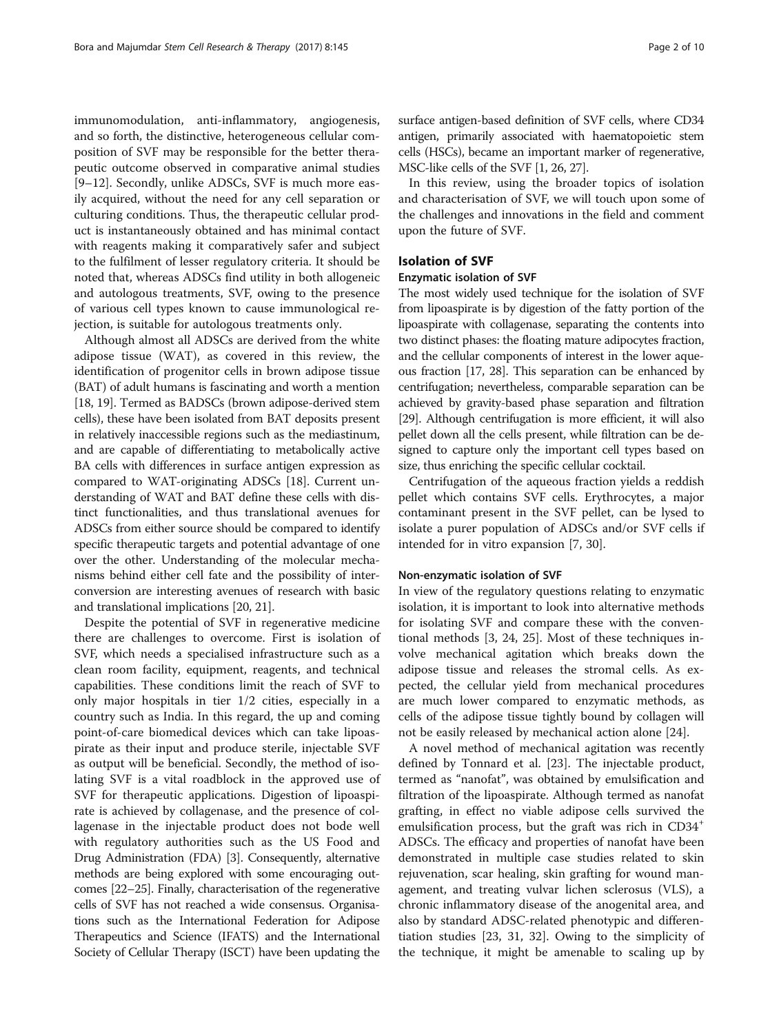immunomodulation, anti-inflammatory, angiogenesis, and so forth, the distinctive, heterogeneous cellular composition of SVF may be responsible for the better therapeutic outcome observed in comparative animal studies [9–12]. Secondly, unlike ADSCs, SVF is much more easily acquired, without the need for any cell separation or culturing conditions. Thus, the therapeutic cellular product is instantaneously obtained and has minimal contact with reagents making it comparatively safer and subject to the fulfilment of lesser regulatory criteria. It should be noted that, whereas ADSCs find utility in both allogeneic and autologous treatments, SVF, owing to the presence of various cell types known to cause immunological rejection, is suitable for autologous treatments only.

Although almost all ADSCs are derived from the white adipose tissue (WAT), as covered in this review, the identification of progenitor cells in brown adipose tissue (BAT) of adult humans is fascinating and worth a mention [18, 19]. Termed as BADSCs (brown adipose-derived stem cells), these have been isolated from BAT deposits present in relatively inaccessible regions such as the mediastinum, and are capable of differentiating to metabolically active BA cells with differences in surface antigen expression as compared to WAT-originating ADSCs [18]. Current understanding of WAT and BAT define these cells with distinct functionalities, and thus translational avenues for ADSCs from either source should be compared to identify specific therapeutic targets and potential advantage of one over the other. Understanding of the molecular mechanisms behind either cell fate and the possibility of interconversion are interesting avenues of research with basic and translational implications [20, 21].

Despite the potential of SVF in regenerative medicine there are challenges to overcome. First is isolation of SVF, which needs a specialised infrastructure such as a clean room facility, equipment, reagents, and technical capabilities. These conditions limit the reach of SVF to only major hospitals in tier 1/2 cities, especially in a country such as India. In this regard, the up and coming point-of-care biomedical devices which can take lipoaspirate as their input and produce sterile, injectable SVF as output will be beneficial. Secondly, the method of isolating SVF is a vital roadblock in the approved use of SVF for therapeutic applications. Digestion of lipoaspirate is achieved by collagenase, and the presence of collagenase in the injectable product does not bode well with regulatory authorities such as the US Food and Drug Administration (FDA) [3]. Consequently, alternative methods are being explored with some encouraging outcomes [22–25]. Finally, characterisation of the regenerative cells of SVF has not reached a wide consensus. Organisations such as the International Federation for Adipose Therapeutics and Science (IFATS) and the International Society of Cellular Therapy (ISCT) have been updating the surface antigen-based definition of SVF cells, where CD34 antigen, primarily associated with haematopoietic stem cells (HSCs), became an important marker of regenerative, MSC-like cells of the SVF [1, 26, 27].

In this review, using the broader topics of isolation and characterisation of SVF, we will touch upon some of the challenges and innovations in the field and comment upon the future of SVF.

## Isolation of SVF

### Enzymatic isolation of SVF

The most widely used technique for the isolation of SVF from lipoaspirate is by digestion of the fatty portion of the lipoaspirate with collagenase, separating the contents into two distinct phases: the floating mature adipocytes fraction, and the cellular components of interest in the lower aqueous fraction [17, 28]. This separation can be enhanced by centrifugation; nevertheless, comparable separation can be achieved by gravity-based phase separation and filtration [29]. Although centrifugation is more efficient, it will also pellet down all the cells present, while filtration can be designed to capture only the important cell types based on size, thus enriching the specific cellular cocktail.

Centrifugation of the aqueous fraction yields a reddish pellet which contains SVF cells. Erythrocytes, a major contaminant present in the SVF pellet, can be lysed to isolate a purer population of ADSCs and/or SVF cells if intended for in vitro expansion [7, 30].

### Non-enzymatic isolation of SVF

In view of the regulatory questions relating to enzymatic isolation, it is important to look into alternative methods for isolating SVF and compare these with the conventional methods [3, 24, 25]. Most of these techniques involve mechanical agitation which breaks down the adipose tissue and releases the stromal cells. As expected, the cellular yield from mechanical procedures are much lower compared to enzymatic methods, as cells of the adipose tissue tightly bound by collagen will not be easily released by mechanical action alone [24].

A novel method of mechanical agitation was recently defined by Tonnard et al. [23]. The injectable product, termed as "nanofat", was obtained by emulsification and filtration of the lipoaspirate. Although termed as nanofat grafting, in effect no viable adipose cells survived the emulsification process, but the graft was rich in $CD34^{+}$ ADSCs. The efficacy and properties of nanofat have been demonstrated in multiple case studies related to skin rejuvenation, scar healing, skin grafting for wound management, and treating vulvar lichen sclerosus (VLS), a chronic inflammatory disease of the anogenital area, and also by standard ADSC-related phenotypic and differentiation studies [23, 31, 32]. Owing to the simplicity of the technique, it might be amenable to scaling up by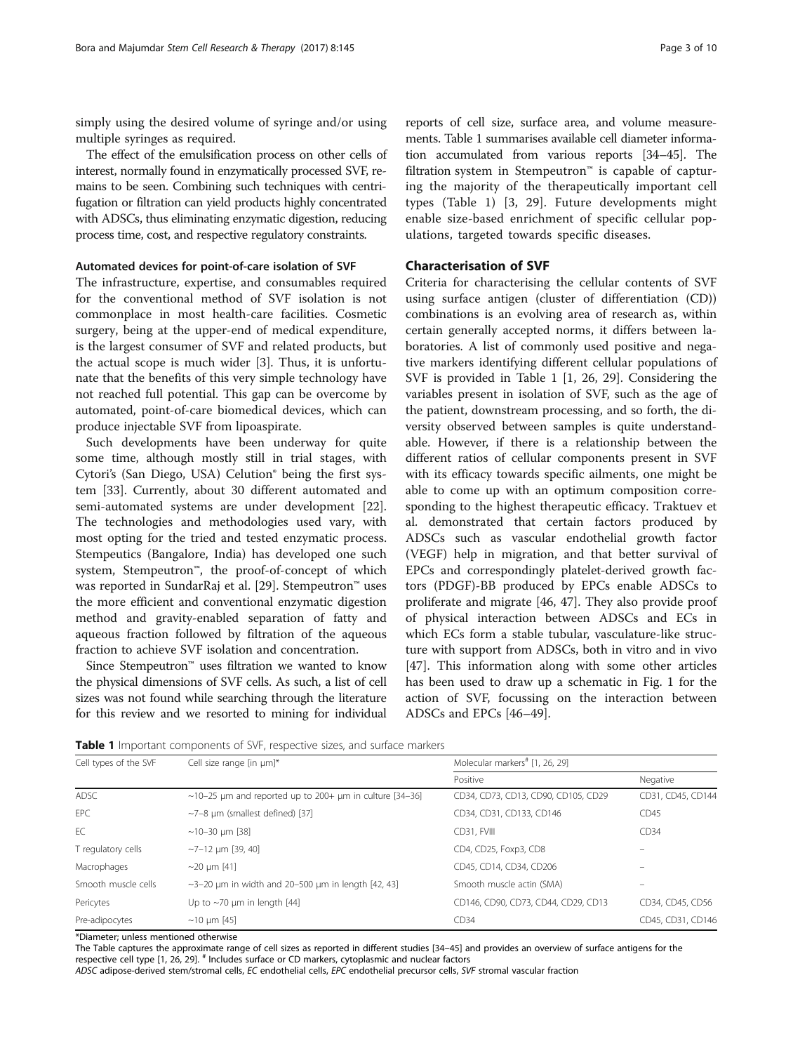simply using the desired volume of syringe and/or using multiple syringes as required.

The effect of the emulsification process on other cells of interest, normally found in enzymatically processed SVF, remains to be seen. Combining such techniques with centrifugation or filtration can yield products highly concentrated with ADSCs, thus eliminating enzymatic digestion, reducing process time, cost, and respective regulatory constraints.

### Automated devices for point-of-care isolation of SVF

The infrastructure, expertise, and consumables required for the conventional method of SVF isolation is not commonplace in most health-care facilities. Cosmetic surgery, being at the upper-end of medical expenditure, is the largest consumer of SVF and related products, but the actual scope is much wider [3]. Thus, it is unfortunate that the benefits of this very simple technology have not reached full potential. This gap can be overcome by automated, point-of-care biomedical devices, which can produce injectable SVF from lipoaspirate.

Such developments have been underway for quite some time, although mostly still in trial stages, with Cytori's (San Diego, USA) Celution® being the first system [33]. Currently, about 30 different automated and semi-automated systems are under development [22]. The technologies and methodologies used vary, with most opting for the tried and tested enzymatic process. Stempeutics (Bangalore, India) has developed one such system, Stempeutron™, the proof-of-concept of which was reported in SundarRaj et al. [29]. Stempeutron™ uses the more efficient and conventional enzymatic digestion method and gravity-enabled separation of fatty and aqueous fraction followed by filtration of the aqueous fraction to achieve SVF isolation and concentration.

Since Stempeutron™ uses filtration we wanted to know the physical dimensions of SVF cells. As such, a list of cell sizes was not found while searching through the literature for this review and we resorted to mining for individual reports of cell size, surface area, and volume measurements. Table 1 summarises available cell diameter information accumulated from various reports [34–45]. The filtration system in Stempeutron™ is capable of capturing the majority of the therapeutically important cell types (Table 1) [3, 29]. Future developments might enable size-based enrichment of specific cellular populations, targeted towards specific diseases.

## Characterisation of SVF

Criteria for characterising the cellular contents of SVF using surface antigen (cluster of differentiation (CD)) combinations is an evolving area of research as, within certain generally accepted norms, it differs between laboratories. A list of commonly used positive and negative markers identifying different cellular populations of SVF is provided in Table 1 [1, 26, 29]. Considering the variables present in isolation of SVF, such as the age of the patient, downstream processing, and so forth, the diversity observed between samples is quite understandable. However, if there is a relationship between the different ratios of cellular components present in SVF with its efficacy towards specific ailments, one might be able to come up with an optimum composition corresponding to the highest therapeutic efficacy. Traktuev et al. demonstrated that certain factors produced by ADSCs such as vascular endothelial growth factor (VEGF) help in migration, and that better survival of EPCs and correspondingly platelet-derived growth factors (PDGF)-BB produced by EPCs enable ADSCs to proliferate and migrate [46, 47]. They also provide proof of physical interaction between ADSCs and ECs in which ECs form a stable tubular, vasculature-like structure with support from ADSCs, both in vitro and in vivo [47]. This information along with some other articles has been used to draw up a schematic in Fig. 1 for the action of SVF, focussing on the interaction between ADSCs and EPCs [46–49].

**Table 1** Important components of SVF, respective sizes, and surface markers

| Cell types of the SVF | Cell size range [in μm]* | Molecular markers# [1, 26, 29] | |
|---|---|---|---|
| | | Positive | Negative |
| ADSC | ~10–25 μm and reported up to 200+ μm in culture [34–36] | CD34, CD73, CD13, CD90, CD105, CD29 | CD31, CD45, CD144 |
| EPC | ~7–8 μm (smallest defined) [37] | CD34, CD31, CD133, CD146 | CD45 |
| EC | ~10–30 μm [38] | CD31, FVIII | CD34 |
| T regulatory cells | ~7–12 μm [39, 40] | CD4, CD25, Foxp3, CD8 | – |
| Macrophages | ~20 μm [41] | CD45, CD14, CD34, CD206 | – |
| Smooth muscle cells | ~3–20 μm in width and 20–500 μm in length [42, 43] | Smooth muscle actin (SMA) | – |
| Pericytes | Up to ~70 μm in length [44] | CD146, CD90, CD73, CD44, CD29, CD13 | CD34, CD45, CD56 |
| Pre-adipocytes | ~10 μm [45] | CD34 | CD45, CD31, CD146 |

*Diameter; unless mentioned otherwise

The Table captures the approximate range of cell sizes as reported in different studies [34–45] and provides an overview of surface antigens for the respective cell type [1, 26, 29]. # Includes surface or CD markers, cytoplasmic and nuclear factors

*ADSC* adipose-derived stem/stromal cells, *EC* endothelial cells, *EPC* endothelial precursor cells, *SVF* stromal vascular fraction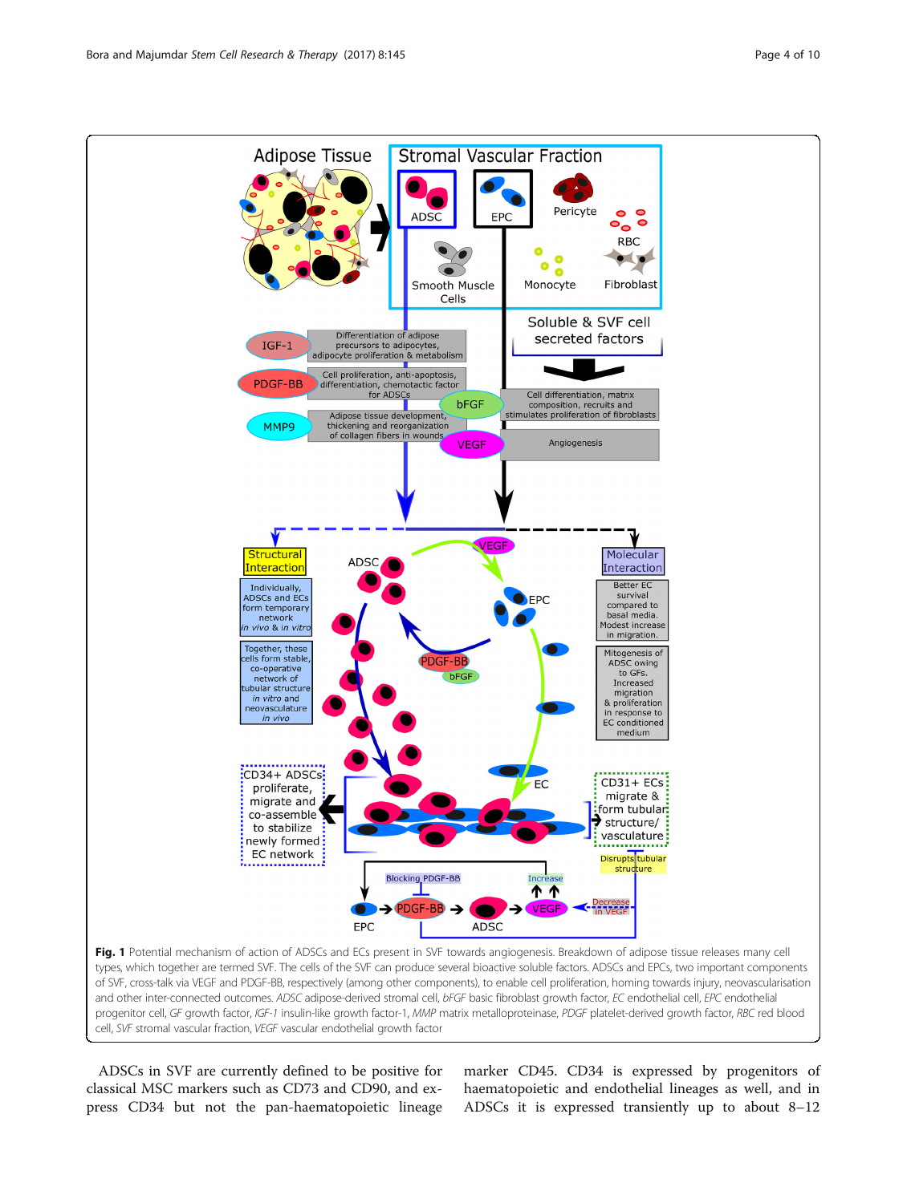**Fig. 1** Potential mechanism of action of ADSCs and ECs present in SVF towards angiogenesis. Breakdown of adipose tissue releases many cell types, which together are termed SVF. The cells of the SVF can produce several bioactive soluble factors. ADSCs and EPCs, two important components of SVF, cross-talk via VEGF and PDGF-BB, respectively (among other components), to enable cell proliferation, homing towards injury, neovascularisation and other inter-connected outcomes. *ADSC* adipose-derived stromal cell, *bFGF* basic fibroblast growth factor, *EC* endothelial cell, *EPC* endothelial progenitor cell, *GF* growth factor, *IGF-1* insulin-like growth factor-1, *MMP* matrix metalloproteinase, *PDGF* platelet-derived growth factor, *RBC* red blood cell, *SVF* stromal vascular fraction, *VEGF* vascular endothelial growth factor

ADSCs in SVF are currently defined to be positive for classical MSC markers such as CD73 and CD90, and express CD34 but not the pan-haematopoietic lineage marker CD45. CD34 is expressed by progenitors of haematopoietic and endothelial lineages as well, and in ADSCs it is expressed transiently up to about 8–12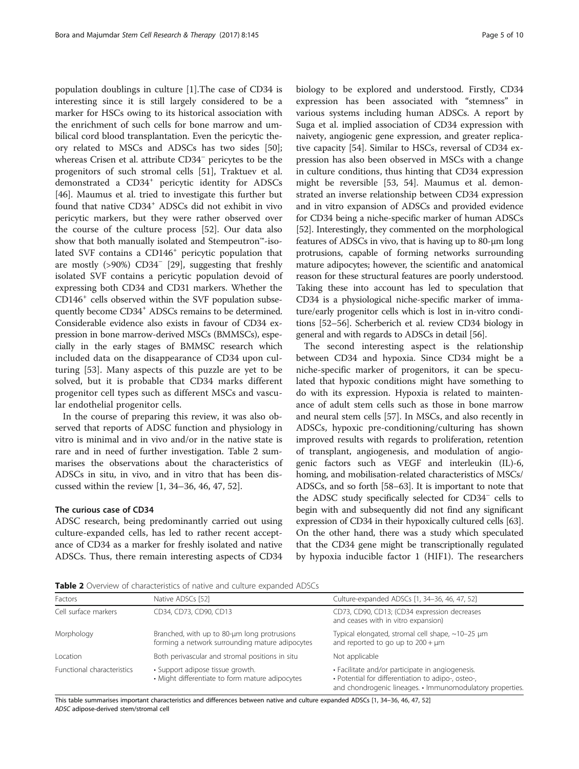population doublings in culture [1].The case of CD34 is interesting since it is still largely considered to be a marker for HSCs owing to its historical association with the enrichment of such cells for bone marrow and umbilical cord blood transplantation. Even the pericytic theory related to MSCs and ADSCs has two sides [50]; whereas Crisen et al. attribute CD34⁻ pericytes to be the progenitors of such stromal cells [51], Traktuev et al. demonstrated a CD34⁺ pericytic identity for ADSCs [46]. Maumus et al. tried to investigate this further but found that native CD34⁺ ADSCs did not exhibit in vivo pericytic markers, but they were rather observed over the course of the culture process [52]. Our data also show that both manually isolated and Stempeutron™-isolated SVF contains a CD146⁺ pericytic population that are mostly (>90%) CD34⁻ [29], suggesting that freshly isolated SVF contains a pericytic population devoid of expressing both CD34 and CD31 markers. Whether the CD146⁺ cells observed within the SVF population subsequently become CD34⁺ ADSCs remains to be determined. Considerable evidence also exists in favour of CD34 expression in bone marrow-derived MSCs (BMMSCs), especially in the early stages of BMMSC research which included data on the disappearance of CD34 upon culturing [53]. Many aspects of this puzzle are yet to be solved, but it is probable that CD34 marks different progenitor cell types such as different MSCs and vascular endothelial progenitor cells.

In the course of preparing this review, it was also observed that reports of ADSC function and physiology in vitro is minimal and in vivo and/or in the native state is rare and in need of further investigation. Table 2 summarises the observations about the characteristics of ADSCs in situ, in vivo, and in vitro that has been discussed within the review [1, 34–36, 46, 47, 52].

### The curious case of CD34

ADSC research, being predominantly carried out using culture-expanded cells, has led to rather recent acceptance of CD34 as a marker for freshly isolated and native ADSCs. Thus, there remain interesting aspects of CD34 biology to be explored and understood. Firstly, CD34 expression has been associated with "stemness" in various systems including human ADSCs. A report by Suga et al. implied association of CD34 expression with naivety, angiogenic gene expression, and greater replicative capacity [54]. Similar to HSCs, reversal of CD34 expression has also been observed in MSCs with a change in culture conditions, thus hinting that CD34 expression might be reversible [53, 54]. Maumus et al. demonstrated an inverse relationship between CD34 expression and in vitro expansion of ADSCs and provided evidence for CD34 being a niche-specific marker of human ADSCs [52]. Interestingly, they commented on the morphological features of ADSCs in vivo, that is having up to 80-μm long protrusions, capable of forming networks surrounding mature adipocytes; however, the scientific and anatomical reason for these structural features are poorly understood. Taking these into account has led to speculation that CD34 is a physiological niche-specific marker of immature/early progenitor cells which is lost in in-vitro conditions [52–56]. Scherberich et al. review CD34 biology in general and with regards to ADSCs in detail [56].

The second interesting aspect is the relationship between CD34 and hypoxia. Since CD34 might be a niche-specific marker of progenitors, it can be speculated that hypoxic conditions might have something to do with its expression. Hypoxia is related to maintenance of adult stem cells such as those in bone marrow and neural stem cells [57]. In MSCs, and also recently in ADSCs, hypoxic pre-conditioning/culturing has shown improved results with regards to proliferation, retention of transplant, angiogenesis, and modulation of angiogenic factors such as VEGF and interleukin (IL)-6, homing, and mobilisation-related characteristics of MSCs/ADSCs, and so forth [58–63]. It is important to note that the ADSC study specifically selected for CD34⁻ cells to begin with and subsequently did not find any significant expression of CD34 in their hypoxically cultured cells [63]. On the other hand, there was a study which speculated that the CD34 gene might be transcriptionally regulated by hypoxia inducible factor 1 (HIF1). The researchers

**Table 2** Overview of characteristics of native and culture expanded ADSCs

| Factors | Native ADSCs [52] | Culture-expanded ADSCs [1, 34–36, 46, 47, 52] |
|---|---|---|
| Cell surface markers | CD34, CD73, CD90, CD13 | CD73, CD90, CD13; (CD34 expression decreases and ceases with in vitro expansion) |
| Morphology | Branched, with up to 80-μm long protrusions forming a network surrounding mature adipocytes | Typical elongated, stromal cell shape, ~10–25 μm and reported to go up to 200 + μm |
| Location | Both perivascular and stromal positions in situ | Not applicable |
| Functional characteristics | • Support adipose tissue growth. • Might differentiate to form mature adipocytes | • Facilitate and/or participate in angiogenesis. • Potential for differentiation to adipo-, osteo-, and chondrogenic lineages. • Immunomodulatory properties. |

This table summarises important characteristics and differences between native and culture expanded ADSCs [1, 34–36, 46, 47, 52]
*ADSC* adipose-derived stem/stromal cell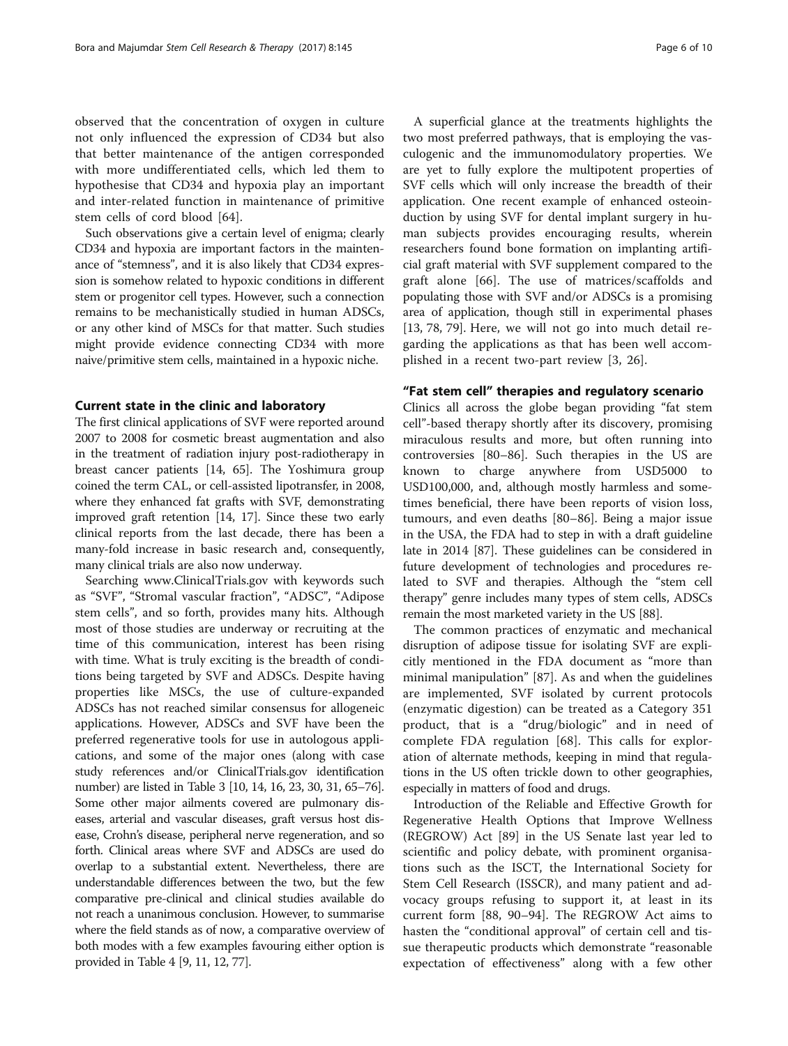observed that the concentration of oxygen in culture not only influenced the expression of CD34 but also that better maintenance of the antigen corresponded with more undifferentiated cells, which led them to hypothesise that CD34 and hypoxia play an important and inter-related function in maintenance of primitive stem cells of cord blood [64].

Such observations give a certain level of enigma; clearly CD34 and hypoxia are important factors in the maintenance of "stemness", and it is also likely that CD34 expression is somehow related to hypoxic conditions in different stem or progenitor cell types. However, such a connection remains to be mechanistically studied in human ADSCs, or any other kind of MSCs for that matter. Such studies might provide evidence connecting CD34 with more naive/primitive stem cells, maintained in a hypoxic niche.

## Current state in the clinic and laboratory

The first clinical applications of SVF were reported around 2007 to 2008 for cosmetic breast augmentation and also in the treatment of radiation injury post-radiotherapy in breast cancer patients [14, 65]. The Yoshimura group coined the term CAL, or cell-assisted lipotransfer, in 2008, where they enhanced fat grafts with SVF, demonstrating improved graft retention [14, 17]. Since these two early clinical reports from the last decade, there has been a many-fold increase in basic research and, consequently, many clinical trials are also now underway.

Searching www.ClinicalTrials.gov with keywords such as "SVF", "Stromal vascular fraction", "ADSC", "Adipose stem cells", and so forth, provides many hits. Although most of those studies are underway or recruiting at the time of this communication, interest has been rising with time. What is truly exciting is the breadth of conditions being targeted by SVF and ADSCs. Despite having properties like MSCs, the use of culture-expanded ADSCs has not reached similar consensus for allogeneic applications. However, ADSCs and SVF have been the preferred regenerative tools for use in autologous applications, and some of the major ones (along with case study references and/or ClinicalTrials.gov identification number) are listed in Table 3 [10, 14, 16, 23, 30, 31, 65–76]. Some other major ailments covered are pulmonary diseases, arterial and vascular diseases, graft versus host disease, Crohn's disease, peripheral nerve regeneration, and so forth. Clinical areas where SVF and ADSCs are used do overlap to a substantial extent. Nevertheless, there are understandable differences between the two, but the few comparative pre-clinical and clinical studies available do not reach a unanimous conclusion. However, to summarise where the field stands as of now, a comparative overview of both modes with a few examples favouring either option is provided in Table 4 [9, 11, 12, 77].

A superficial glance at the treatments highlights the two most preferred pathways, that is employing the vasculogenic and the immunomodulatory properties. We are yet to fully explore the multipotent properties of SVF cells which will only increase the breadth of their application. One recent example of enhanced osteoinduction by using SVF for dental implant surgery in human subjects provides encouraging results, wherein researchers found bone formation on implanting artificial graft material with SVF supplement compared to the graft alone [66]. The use of matrices/scaffolds and populating those with SVF and/or ADSCs is a promising area of application, though still in experimental phases [13, 78, 79]. Here, we will not go into much detail regarding the applications as that has been well accomplished in a recent two-part review [3, 26].

## "Fat stem cell" therapies and regulatory scenario

Clinics all across the globe began providing "fat stem cell"-based therapy shortly after its discovery, promising miraculous results and more, but often running into controversies [80–86]. Such therapies in the US are known to charge anywhere from USD5000 to USD100,000, and, although mostly harmless and sometimes beneficial, there have been reports of vision loss, tumours, and even deaths [80–86]. Being a major issue in the USA, the FDA had to step in with a draft guideline late in 2014 [87]. These guidelines can be considered in future development of technologies and procedures related to SVF and therapies. Although the "stem cell therapy" genre includes many types of stem cells, ADSCs remain the most marketed variety in the US [88].

The common practices of enzymatic and mechanical disruption of adipose tissue for isolating SVF are explicitly mentioned in the FDA document as "more than minimal manipulation" [87]. As and when the guidelines are implemented, SVF isolated by current protocols (enzymatic digestion) can be treated as a Category 351 product, that is a "drug/biologic" and in need of complete FDA regulation [68]. This calls for exploration of alternate methods, keeping in mind that regulations in the US often trickle down to other geographies, especially in matters of food and drugs.

Introduction of the Reliable and Effective Growth for Regenerative Health Options that Improve Wellness (REGROW) Act [89] in the US Senate last year led to scientific and policy debate, with prominent organisations such as the ISCT, the International Society for Stem Cell Research (ISSCR), and many patient and advocacy groups refusing to support it, at least in its current form [88, 90–94]. The REGROW Act aims to hasten the "conditional approval" of certain cell and tissue therapeutic products which demonstrate "reasonable expectation of effectiveness" along with a few other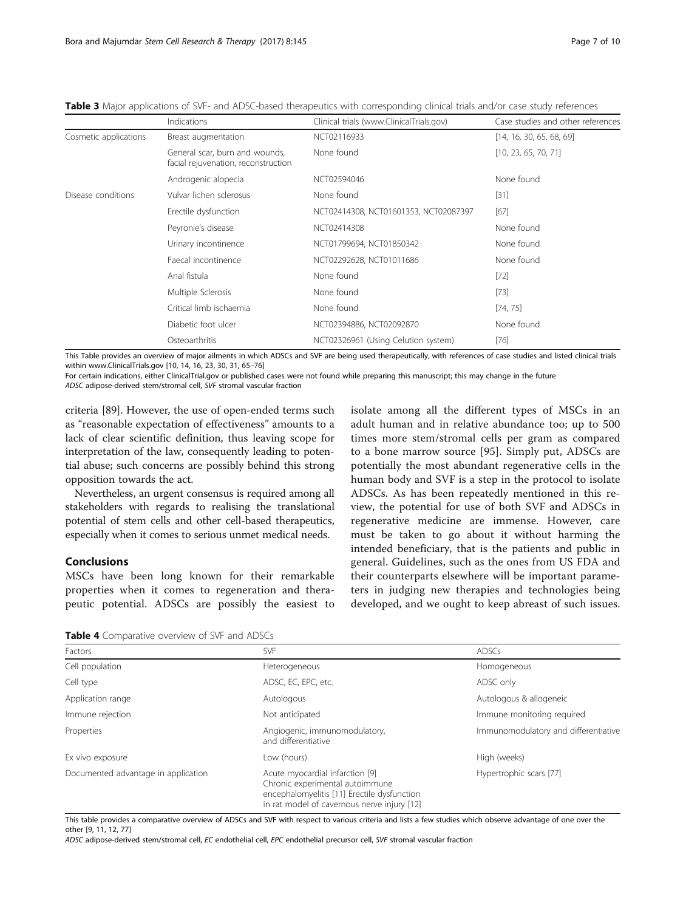**Table 3** Major applications of SVF- and ADSC-based therapeutics with corresponding clinical trials and/or case study references

| | Indications | Clinical trials (www.ClinicalTrials.gov) | Case studies and other references |
|---|---|---|---|
| Cosmetic applications | Breast augmentation | NCT02116933 | [14, 16, 30, 65, 68, 69] |
| | General scar, burn and wounds, facial rejuvenation, reconstruction | None found | [10, 23, 65, 70, 71] |
| | Androgenic alopecia | NCT02594046 | None found |
| Disease conditions | Vulvar lichen sclerosus | None found | [31] |
| | Erectile dysfunction | NCT02414308, NCT01601353, NCT02087397 | [67] |
| | Peyronie's disease | NCT02414308 | None found |
| | Urinary incontinence | NCT01799694, NCT01850342 | None found |
| | Faecal incontinence | NCT02292628, NCT01011686 | None found |
| | Anal fistula | None found | [72] |
| | Multiple Sclerosis | None found | [73] |
| | Critical limb ischaemia | None found | [74, 75] |
| | Diabetic foot ulcer | NCT02394886, NCT02092870 | None found |
| | Osteoarthritis | NCT02326961 (Using Celution system) | [76] |

This Table provides an overview of major ailments in which ADSCs and SVF are being used therapeutically, with references of case studies and listed clinical trials within www.ClinicalTrials.gov [10, 14, 16, 23, 30, 31, 65–76]

For certain indications, either ClinicalTrial.gov or published cases were not found while preparing this manuscript; this may change in the future

*ADSC* adipose-derived stem/stromal cell, *SVF* stromal vascular fraction

criteria [89]. However, the use of open-ended terms such as "reasonable expectation of effectiveness" amounts to a lack of clear scientific definition, thus leaving scope for interpretation of the law, consequently leading to potential abuse; such concerns are possibly behind this strong opposition towards the act.

Nevertheless, an urgent consensus is required among all stakeholders with regards to realising the translational potential of stem cells and other cell-based therapeutics, especially when it comes to serious unmet medical needs.

## Conclusions

MSCs have been long known for their remarkable properties when it comes to regeneration and therapeutic potential. ADSCs are possibly the easiest to isolate among all the different types of MSCs in an adult human and in relative abundance too; up to 500 times more stem/stromal cells per gram as compared to a bone marrow source [95]. Simply put, ADSCs are potentially the most abundant regenerative cells in the human body and SVF is a step in the protocol to isolate ADSCs. As has been repeatedly mentioned in this review, the potential for use of both SVF and ADSCs in regenerative medicine are immense. However, care must be taken to go about it without harming the intended beneficiary, that is the patients and public in general. Guidelines, such as the ones from US FDA and their counterparts elsewhere will be important parameters in judging new therapies and technologies being developed, and we ought to keep abreast of such issues.

**Table 4** Comparative overview of SVF and ADSCs

| Factors | SVF | ADSCs |
|---|---|---|
| Cell population | Heterogeneous | Homogeneous |
| Cell type | ADSC, EC, EPC, etc. | ADSC only |
| Application range | Autologous | Autologous & allogeneic |
| Immune rejection | Not anticipated | Immune monitoring required |
| Properties | Angiogenic, immunomodulatory, and differentiative | Immunomodulatory and differentiative |
| Ex vivo exposure | Low (hours) | High (weeks) |
| Documented advantage in application | Acute myocardial infarction [9] Chronic experimental autoimmune encephalomyelitis [11] Erectile dysfunction in rat model of cavernous nerve injury [12] | Hypertrophic scars [77] |

This table provides a comparative overview of ADSCs and SVF with respect to various criteria and lists a few studies which observe advantage of one over the other [9, 11, 12, 77]

*ADSC* adipose-derived stem/stromal cell, *EC* endothelial cell, *EPC* endothelial precursor cell, *SVF* stromal vascular fraction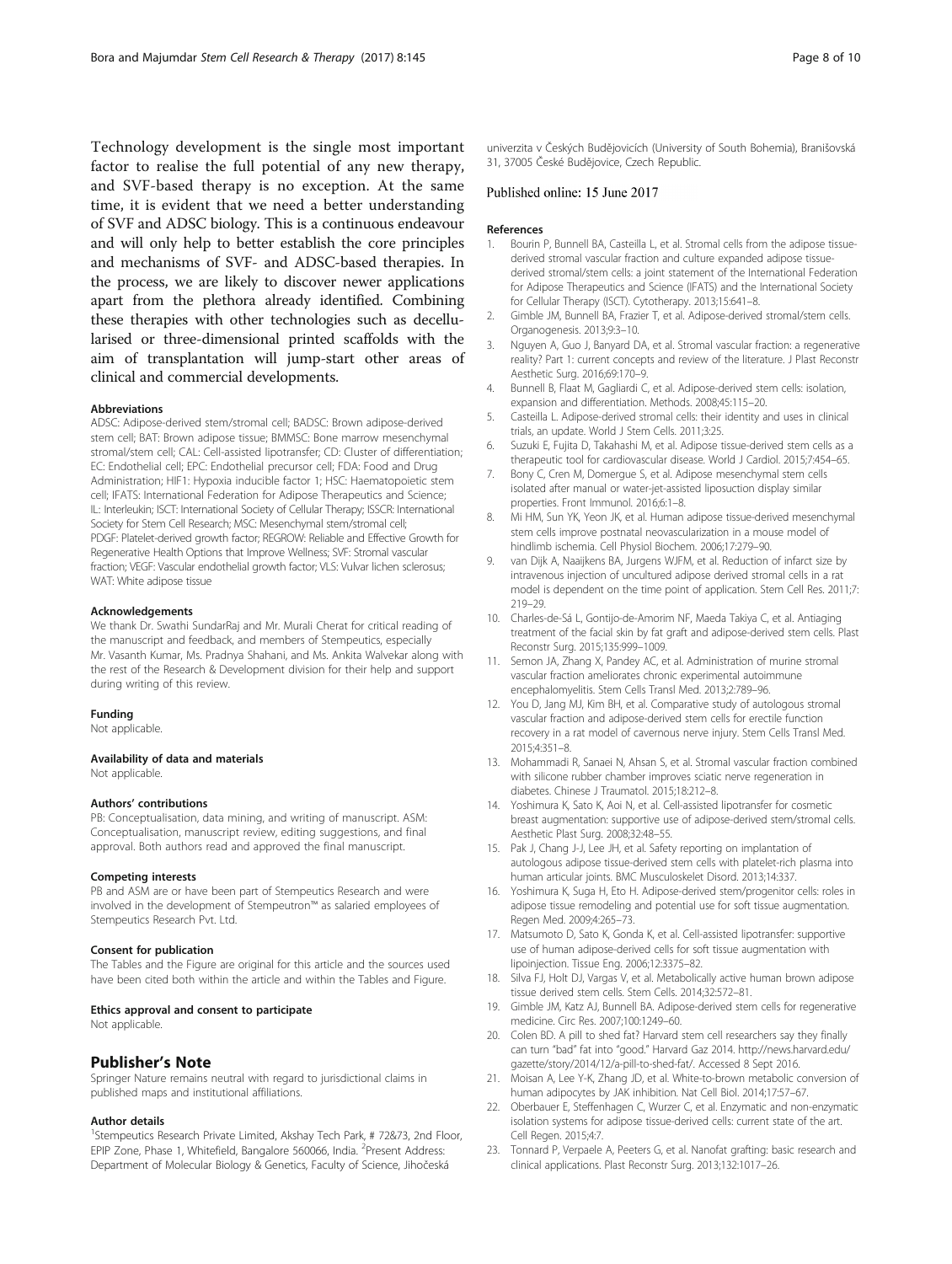Technology development is the single most important factor to realise the full potential of any new therapy, and SVF-based therapy is no exception. At the same time, it is evident that we need a better understanding of SVF and ADSC biology. This is a continuous endeavour and will only help to better establish the core principles and mechanisms of SVF- and ADSC-based therapies. In the process, we are likely to discover newer applications apart from the plethora already identified. Combining these therapies with other technologies such as decellularised or three-dimensional printed scaffolds with the aim of transplantation will jump-start other areas of clinical and commercial developments.

#### Abbreviations

ADSC: Adipose-derived stem/stromal cell; BADSC: Brown adipose-derived stem cell; BAT: Brown adipose tissue; BMMSC: Bone marrow mesenchymal stromal/stem cell; CAL: Cell-assisted lipotransfer; CD: Cluster of differentiation; EC: Endothelial cell; EPC: Endothelial precursor cell; FDA: Food and Drug Administration; HIF1: Hypoxia inducible factor 1; HSC: Haematopoietic stem cell; IFATS: International Federation for Adipose Therapeutics and Science; IL: Interleukin; ISCT: International Society of Cellular Therapy; ISSCR: International Society for Stem Cell Research; MSC: Mesenchymal stem/stromal cell; PDGF: Platelet-derived growth factor; REGROW: Reliable and Effective Growth for Regenerative Health Options that Improve Wellness; SVF: Stromal vascular fraction; VEGF: Vascular endothelial growth factor; VLS: Vulvar lichen sclerosus; WAT: White adipose tissue

#### Acknowledgements

We thank Dr. Swathi SundarRaj and Mr. Murali Cherat for critical reading of the manuscript and feedback, and members of Stempeutics, especially Mr. Vasanth Kumar, Ms. Pradnya Shahani, and Ms. Ankita Walvekar along with the rest of the Research & Development division for their help and support during writing of this review.

#### Funding

Not applicable.

#### Availability of data and materials

Not applicable.

#### Authors' contributions

PB: Conceptualisation, data mining, and writing of manuscript. ASM: Conceptualisation, manuscript review, editing suggestions, and final approval. Both authors read and approved the final manuscript.

#### Competing interests

PB and ASM are or have been part of Stempeutics Research and were involved in the development of Stempeutron™ as salaried employees of Stempeutics Research Pvt. Ltd.

#### Consent for publication

The Tables and the Figure are original for this article and the sources used have been cited both within the article and within the Tables and Figure.

#### Ethics approval and consent to participate

Not applicable.

## Publisher's Note

Springer Nature remains neutral with regard to jurisdictional claims in published maps and institutional affiliations.

#### Author details

[1]Stempeutics Research Private Limited, Akshay Tech Park, # 72&73, 2nd Floor, EPIP Zone, Phase 1, Whitefield, Bangalore 560066, India. [2]Present Address: Department of Molecular Biology & Genetics, Faculty of Science, Jihočeská univerzita v Českých Budějovicích (University of South Bohemia), Branišovská 31, 37005 České Budějovice, Czech Republic.

Published online: 15 June 2017

#### References

1. Bourin P, Bunnell BA, Casteilla L, et al. Stromal cells from the adipose tissue-derived stromal vascular fraction and culture expanded adipose tissue-derived stromal/stem cells: a joint statement of the International Federation for Adipose Therapeutics and Science (IFATS) and the International Society for Cellular Therapy (ISCT). Cytotherapy. 2013;15:641–8.
2. Gimble JM, Bunnell BA, Frazier T, et al. Adipose-derived stromal/stem cells. Organogenesis. 2013;9:3–10.
3. Nguyen A, Guo J, Banyard DA, et al. Stromal vascular fraction: a regenerative reality? Part 1: current concepts and review of the literature. J Plast Reconstr Aesthetic Surg. 2016;69:170–9.
4. Bunnell B, Flaat M, Gagliardi C, et al. Adipose-derived stem cells: isolation, expansion and differentiation. Methods. 2008;45:115–20.
5. Casteilla L. Adipose-derived stromal cells: their identity and uses in clinical trials, an update. World J Stem Cells. 2011;3:25.
6. Suzuki E, Fujita D, Takahashi M, et al. Adipose tissue-derived stem cells as a therapeutic tool for cardiovascular disease. World J Cardiol. 2015;7:454–65.
7. Bony C, Cren M, Domergue S, et al. Adipose mesenchymal stem cells isolated after manual or water-jet-assisted liposuction display similar properties. Front Immunol. 2016;6:1–8.
8. Mi HM, Sun YK, Yeon JK, et al. Human adipose tissue-derived mesenchymal stem cells improve postnatal neovascularization in a mouse model of hindlimb ischemia. Cell Physiol Biochem. 2006;17:279–90.
9. van Dijk A, Naaijkens BA, Jurgens WJFM, et al. Reduction of infarct size by intravenous injection of uncultured adipose derived stromal cells in a rat model is dependent on the time point of application. Stem Cell Res. 2011;7:219–29.
10. Charles-de-Sá L, Gontijo-de-Amorim NF, Maeda Takiya C, et al. Antiaging treatment of the facial skin by fat graft and adipose-derived stem cells. Plast Reconstr Surg. 2015;135:999–1009.
11. Semon JA, Zhang X, Pandey AC, et al. Administration of murine stromal vascular fraction ameliorates chronic experimental autoimmune encephalomyelitis. Stem Cells Transl Med. 2013;2:789–96.
12. You D, Jang MJ, Kim BH, et al. Comparative study of autologous stromal vascular fraction and adipose-derived stem cells for erectile function recovery in a rat model of cavernous nerve injury. Stem Cells Transl Med. 2015;4:351–8.
13. Mohammadi R, Sanaei N, Ahsan S, et al. Stromal vascular fraction combined with silicone rubber chamber improves sciatic nerve regeneration in diabetes. Chinese J Traumatol. 2015;18:212–8.
14. Yoshimura K, Sato K, Aoi N, et al. Cell-assisted lipotransfer for cosmetic breast augmentation: supportive use of adipose-derived stem/stromal cells. Aesthetic Plast Surg. 2008;32:48–55.
15. Pak J, Chang J-J, Lee JH, et al. Safety reporting on implantation of autologous adipose tissue-derived stem cells with platelet-rich plasma into human articular joints. BMC Musculoskelet Disord. 2013;14:337.
16. Yoshimura K, Suga H, Eto H. Adipose-derived stem/progenitor cells: roles in adipose tissue remodeling and potential use for soft tissue augmentation. Regen Med. 2009;4:265–73.
17. Matsumoto D, Sato K, Gonda K, et al. Cell-assisted lipotransfer: supportive use of human adipose-derived cells for soft tissue augmentation with lipoinjection. Tissue Eng. 2006;12:3375–82.
18. Silva FJ, Holt DJ, Vargas V, et al. Metabolically active human brown adipose tissue derived stem cells. Stem Cells. 2014;32:572–81.
19. Gimble JM, Katz AJ, Bunnell BA. Adipose-derived stem cells for regenerative medicine. Circ Res. 2007;100:1249–60.
20. Colen BD. A pill to shed fat? Harvard stem cell researchers say they finally can turn "bad" fat into "good." Harvard Gaz 2014. http://news.harvard.edu/gazette/story/2014/12/a-pill-to-shed-fat/. Accessed 8 Sept 2016.
21. Moisan A, Lee Y-K, Zhang JD, et al. White-to-brown metabolic conversion of human adipocytes by JAK inhibition. Nat Cell Biol. 2014;17:57–67.
22. Oberbauer E, Steffenhagen C, Wurzer C, et al. Enzymatic and non-enzymatic isolation systems for adipose tissue-derived cells: current state of the art. Cell Regen. 2015;4:7.
23. Tonnard P, Verpaele A, Peeters G, et al. Nanofat grafting: basic research and clinical applications. Plast Reconstr Surg. 2013;132:1017–26.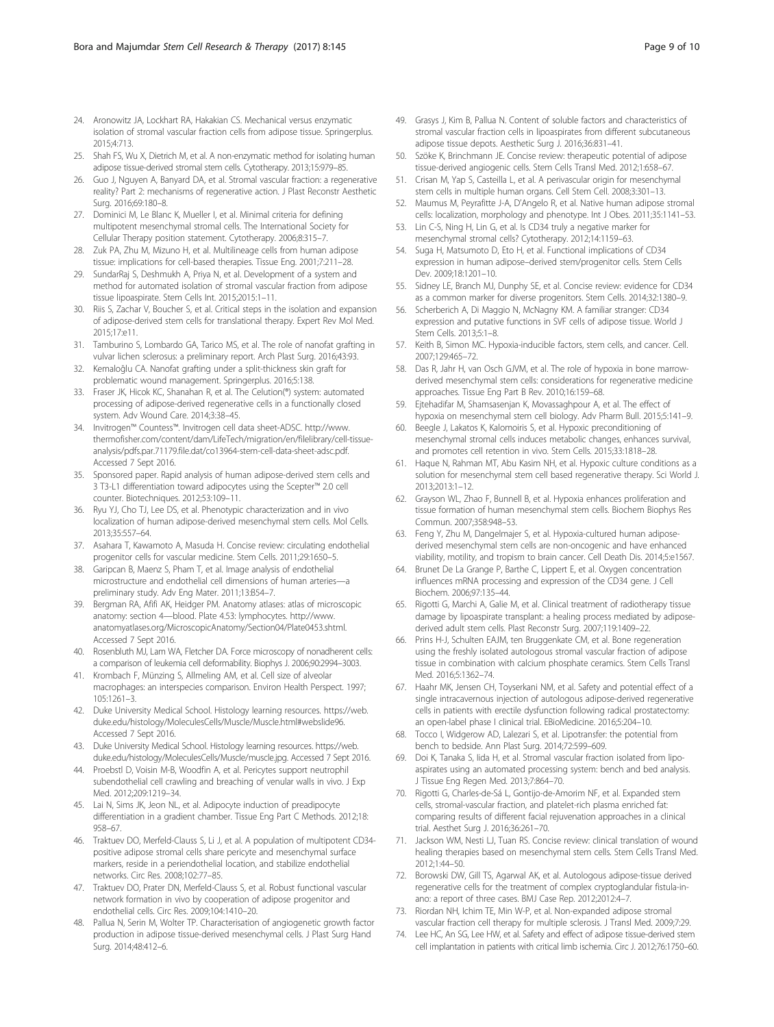24. Aronowitz JA, Lockhart RA, Hakakian CS. Mechanical versus enzymatic isolation of stromal vascular fraction cells from adipose tissue. Springerplus. 2015;4:713.
25. Shah FS, Wu X, Dietrich M, et al. A non-enzymatic method for isolating human adipose tissue-derived stromal stem cells. Cytotherapy. 2013;15:979–85.
26. Guo J, Nguyen A, Banyard DA, et al. Stromal vascular fraction: a regenerative reality? Part 2: mechanisms of regenerative action. J Plast Reconstr Aesthetic Surg. 2016;69:180–8.
27. Dominici M, Le Blanc K, Mueller I, et al. Minimal criteria for defining multipotent mesenchymal stromal cells. The International Society for Cellular Therapy position statement. Cytotherapy. 2006;8:315–7.
28. Zuk PA, Zhu M, Mizuno H, et al. Multilineage cells from human adipose tissue: implications for cell-based therapies. Tissue Eng. 2001;7:211–28.
29. SundarRaj S, Deshmukh A, Priya N, et al. Development of a system and method for automated isolation of stromal vascular fraction from adipose tissue lipoaspirate. Stem Cells Int. 2015;2015:1–11.
30. Riis S, Zachar V, Boucher S, et al. Critical steps in the isolation and expansion of adipose-derived stem cells for translational therapy. Expert Rev Mol Med. 2015;17:e11.
31. Tamburino S, Lombardo GA, Tarico MS, et al. The role of nanofat grafting in vulvar lichen sclerosus: a preliminary report. Arch Plast Surg. 2016;43:93.
32. Kemaloğlu CA. Nanofat grafting under a split-thickness skin graft for problematic wound management. Springerplus. 2016;5:138.
33. Fraser JK, Hicok KC, Shanahan R, et al. The Celution(®) system: automated processing of adipose-derived regenerative cells in a functionally closed system. Adv Wound Care. 2014;3:38–45.
34. Invitrogen™ Countess™. Invitrogen cell data sheet-ADSC. http://www.thermofisher.com/content/dam/LifeTech/migration/en/filelibrary/cell-tissue-analysis/pdfs.par.71179.file.dat/co13964-stem-cell-data-sheet-adsc.pdf. Accessed 7 Sept 2016.
35. Sponsored paper. Rapid analysis of human adipose-derived stem cells and 3 T3-L1 differentiation toward adipocytes using the Scepter™ 2.0 cell counter. Biotechniques. 2012;53:109–11.
36. Ryu YJ, Cho TJ, Lee DS, et al. Phenotypic characterization and in vivo localization of human adipose-derived mesenchymal stem cells. Mol Cells. 2013;35:557–64.
37. Asahara T, Kawamoto A, Masuda H. Concise review: circulating endothelial progenitor cells for vascular medicine. Stem Cells. 2011;29:1650–5.
38. Garipcan B, Maenz S, Pham T, et al. Image analysis of endothelial microstructure and endothelial cell dimensions of human arteries—a preliminary study. Adv Eng Mater. 2011;13:B54–7.
39. Bergman RA, Afifi AK, Heidger PM. Anatomy atlases: atlas of microscopic anatomy: section 4—blood. Plate 4.53: lymphocytes. http://www.anatomyatlases.org/MicroscopicAnatomy/Section04/Plate0453.shtml. Accessed 7 Sept 2016.
40. Rosenbluth MJ, Lam WA, Fletcher DA. Force microscopy of nonadherent cells: a comparison of leukemia cell deformability. Biophys J. 2006;90:2994–3003.
41. Krombach F, Münzing S, Allmeling AM, et al. Cell size of alveolar macrophages: an interspecies comparison. Environ Health Perspect. 1997;105:1261–3.
42. Duke University Medical School. Histology learning resources. https://web.duke.edu/histology/MoleculesCells/Muscle/Muscle.html#webslide96. Accessed 7 Sept 2016.
43. Duke University Medical School. Histology learning resources. https://web.duke.edu/histology/MoleculesCells/Muscle/muscle.jpg. Accessed 7 Sept 2016.
44. Proebstl D, Voisin M-B, Woodfin A, et al. Pericytes support neutrophil subendothelial cell crawling and breaching of venular walls in vivo. J Exp Med. 2012;209:1219–34.
45. Lai N, Sims JK, Jeon NL, et al. Adipocyte induction of preadipocyte differentiation in a gradient chamber. Tissue Eng Part C Methods. 2012;18:958–67.
46. Traktuev DO, Merfeld-Clauss S, Li J, et al. A population of multipotent CD34-positive adipose stromal cells share pericyte and mesenchymal surface markers, reside in a periendothelial location, and stabilize endothelial networks. Circ Res. 2008;102:77–85.
47. Traktuev DO, Prater DN, Merfeld-Clauss S, et al. Robust functional vascular network formation in vivo by cooperation of adipose progenitor and endothelial cells. Circ Res. 2009;104:1410–20.
48. Pallua N, Serin M, Wolter TP. Characterisation of angiogenetic growth factor production in adipose tissue-derived mesenchymal cells. J Plast Surg Hand Surg. 2014;48:412–6.
49. Grasys J, Kim B, Pallua N. Content of soluble factors and characteristics of stromal vascular fraction cells in lipoaspirates from different subcutaneous adipose tissue depots. Aesthetic Surg J. 2016;36:831–41.
50. Szöke K, Brinchmann JE. Concise review: therapeutic potential of adipose tissue-derived angiogenic cells. Stem Cells Transl Med. 2012;1:658–67.
51. Crisan M, Yap S, Casteilla L, et al. A perivascular origin for mesenchymal stem cells in multiple human organs. Cell Stem Cell. 2008;3:301–13.
52. Maumus M, Peyrafitte J-A, D'Angelo R, et al. Native human adipose stromal cells: localization, morphology and phenotype. Int J Obes. 2011;35:1141–53.
53. Lin C-S, Ning H, Lin G, et al. Is CD34 truly a negative marker for mesenchymal stromal cells? Cytotherapy. 2012;14:1159–63.
54. Suga H, Matsumoto D, Eto H, et al. Functional implications of CD34 expression in human adipose–derived stem/progenitor cells. Stem Cells Dev. 2009;18:1201–10.
55. Sidney LE, Branch MJ, Dunphy SE, et al. Concise review: evidence for CD34 as a common marker for diverse progenitors. Stem Cells. 2014;32:1380–9.
56. Scherberich A, Di Maggio N, McNagny KM. A familiar stranger: CD34 expression and putative functions in SVF cells of adipose tissue. World J Stem Cells. 2013;5:1–8.
57. Keith B, Simon MC. Hypoxia-inducible factors, stem cells, and cancer. Cell. 2007;129:465–72.
58. Das R, Jahr H, van Osch GJVM, et al. The role of hypoxia in bone marrow-derived mesenchymal stem cells: considerations for regenerative medicine approaches. Tissue Eng Part B Rev. 2010;16:159–68.
59. Ejtehadifar M, Shamsasenjan K, Movassaghpour A, et al. The effect of hypoxia on mesenchymal stem cell biology. Adv Pharm Bull. 2015;5:141–9.
60. Beegle J, Lakatos K, Kalomoiris S, et al. Hypoxic preconditioning of mesenchymal stromal cells induces metabolic changes, enhances survival, and promotes cell retention in vivo. Stem Cells. 2015;33:1818–28.
61. Haque N, Rahman MT, Abu Kasim NH, et al. Hypoxic culture conditions as a solution for mesenchymal stem cell based regenerative therapy. Sci World J. 2013;2013:1–12.
62. Grayson WL, Zhao F, Bunnell B, et al. Hypoxia enhances proliferation and tissue formation of human mesenchymal stem cells. Biochem Biophys Res Commun. 2007;358:948–53.
63. Feng Y, Zhu M, Dangelmajer S, et al. Hypoxia-cultured human adipose-derived mesenchymal stem cells are non-oncogenic and have enhanced viability, motility, and tropism to brain cancer. Cell Death Dis. 2014;5:e1567.
64. Brunet De La Grange P, Barthe C, Lippert E, et al. Oxygen concentration influences mRNA processing and expression of the CD34 gene. J Cell Biochem. 2006;97:135–44.
65. Rigotti G, Marchi A, Galie M, et al. Clinical treatment of radiotherapy tissue damage by lipoaspirate transplant: a healing process mediated by adipose-derived adult stem cells. Plast Reconstr Surg. 2007;119:1409–22.
66. Prins H-J, Schulten EAJM, ten Bruggenkate CM, et al. Bone regeneration using the freshly isolated autologous stromal vascular fraction of adipose tissue in combination with calcium phosphate ceramics. Stem Cells Transl Med. 2016;5:1362–74.
67. Haahr MK, Jensen CH, Toyserkani NM, et al. Safety and potential effect of a single intracavernous injection of autologous adipose-derived regenerative cells in patients with erectile dysfunction following radical prostatectomy: an open-label phase I clinical trial. EBioMedicine. 2016;5:204–10.
68. Tocco I, Widgerow AD, Lalezari S, et al. Lipotransfer: the potential from bench to bedside. Ann Plast Surg. 2014;72:599–609.
69. Doi K, Tanaka S, Iida H, et al. Stromal vascular fraction isolated from lipo-aspirates using an automated processing system: bench and bed analysis. J Tissue Eng Regen Med. 2013;7:864–70.
70. Rigotti G, Charles-de-Sá L, Gontijo-de-Amorim NF, et al. Expanded stem cells, stromal-vascular fraction, and platelet-rich plasma enriched fat: comparing results of different facial rejuvenation approaches in a clinical trial. Aesthet Surg J. 2016;36:261–70.
71. Jackson WM, Nesti LJ, Tuan RS. Concise review: clinical translation of wound healing therapies based on mesenchymal stem cells. Stem Cells Transl Med. 2012;1:44–50.
72. Borowski DW, Gill TS, Agarwal AK, et al. Autologous adipose-tissue derived regenerative cells for the treatment of complex cryptoglandular fistula-in-ano: a report of three cases. BMJ Case Rep. 2012;2012:4–7.
73. Riordan NH, Ichim TE, Min W-P, et al. Non-expanded adipose stromal vascular fraction cell therapy for multiple sclerosis. J Transl Med. 2009;7:29.
74. Lee HC, An SG, Lee HW, et al. Safety and effect of adipose tissue-derived stem cell implantation in patients with critical limb ischemia. Circ J. 2012;76:1750–60.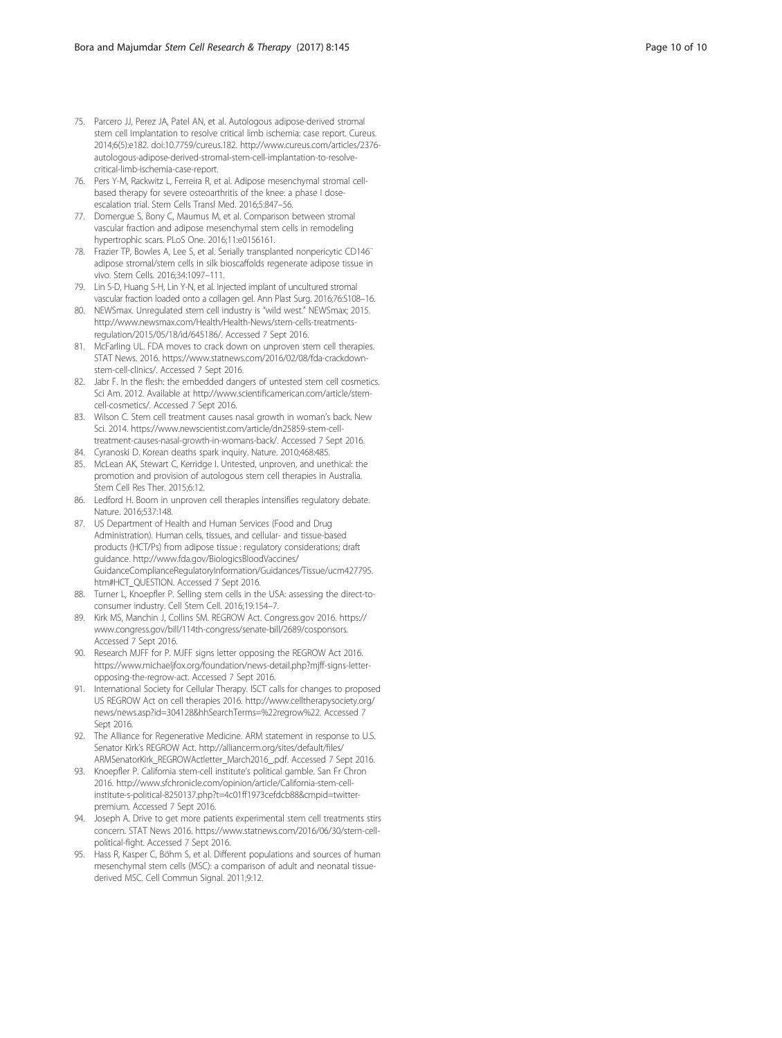75. Parcero JJ, Perez JA, Patel AN, et al. Autologous adipose-derived stromal stem cell implantation to resolve critical limb ischemia: case report. Cureus. 2014;6(5):e182. doi:10.7759/cureus.182. http://www.cureus.com/articles/2376-autologous-adipose-derived-stromal-stem-cell-implantation-to-resolve-critical-limb-ischemia-case-report.
76. Pers Y-M, Rackwitz L, Ferreira R, et al. Adipose mesenchymal stromal cell-based therapy for severe osteoarthritis of the knee: a phase I dose-escalation trial. Stem Cells Transl Med. 2016;5:847–56.
77. Domergue S, Bony C, Maumus M, et al. Comparison between stromal vascular fraction and adipose mesenchymal stem cells in remodeling hypertrophic scars. PLoS One. 2016;11:e0156161.
78. Frazier TP, Bowles A, Lee S, et al. Serially transplanted nonpericytic $CD146^-$ adipose stromal/stem cells in silk bioscaffolds regenerate adipose tissue in vivo. Stem Cells. 2016;34:1097–111.
79. Lin S-D, Huang S-H, Lin Y-N, et al. Injected implant of uncultured stromal vascular fraction loaded onto a collagen gel. Ann Plast Surg. 2016;76:S108–16.
80. NEWSmax. Unregulated stem cell industry is "wild west." NEWSmax; 2015. http://www.newsmax.com/Health/Health-News/stem-cells-treatments-regulation/2015/05/18/id/645186/. Accessed 7 Sept 2016.
81. McFarling UL. FDA moves to crack down on unproven stem cell therapies. STAT News. 2016. https://www.statnews.com/2016/02/08/fda-crackdown-stem-cell-clinics/. Accessed 7 Sept 2016.
82. Jabr F. In the flesh: the embedded dangers of untested stem cell cosmetics. Sci Am. 2012. Available at http://www.scientificamerican.com/article/stem-cell-cosmetics/. Accessed 7 Sept 2016.
83. Wilson C. Stem cell treatment causes nasal growth in woman's back. New Sci. 2014. https://www.newscientist.com/article/dn25859-stem-cell-treatment-causes-nasal-growth-in-womans-back/. Accessed 7 Sept 2016.
84. Cyranoski D. Korean deaths spark inquiry. Nature. 2010;468:485.
85. McLean AK, Stewart C, Kerridge I. Untested, unproven, and unethical: the promotion and provision of autologous stem cell therapies in Australia. Stem Cell Res Ther. 2015;6:12.
86. Ledford H. Boom in unproven cell therapies intensifies regulatory debate. Nature. 2016;537:148.
87. US Department of Health and Human Services (Food and Drug Administration). Human cells, tissues, and cellular- and tissue-based products (HCT/Ps) from adipose tissue : regulatory considerations; draft guidance. http://www.fda.gov/BiologicsBloodVaccines/GuidanceComplianceRegulatoryInformation/Guidances/Tissue/ucm427795.htm#HCT_QUESTION. Accessed 7 Sept 2016.
88. Turner L, Knoepfler P. Selling stem cells in the USA: assessing the direct-to-consumer industry. Cell Stem Cell. 2016;19:154–7.
89. Kirk MS, Manchin J, Collins SM. REGROW Act. Congress.gov 2016. https://www.congress.gov/bill/114th-congress/senate-bill/2689/cosponsors. Accessed 7 Sept 2016.
90. Research MJFF for P. MJFF signs letter opposing the REGROW Act 2016. https://www.michaeljfox.org/foundation/news-detail.php?mjff-signs-letter-opposing-the-regrow-act. Accessed 7 Sept 2016.
91. International Society for Cellular Therapy. ISCT calls for changes to proposed US REGROW Act on cell therapies 2016. http://www.celltherapysociety.org/news/news.asp?id=304128&hhSearchTerms=%22regrow%22. Accessed 7 Sept 2016.
92. The Alliance for Regenerative Medicine. ARM statement in response to U.S. Senator Kirk's REGROW Act. http://alliancerm.org/sites/default/files/ARMSenatorKirk_REGROWActletter_March2016_.pdf. Accessed 7 Sept 2016.
93. Knoepfler P. California stem-cell institute's political gamble. San Fr Chron 2016. http://www.sfchronicle.com/opinion/article/California-stem-cell-institute-s-political-8250137.php?t=4c01ff1973cefdcb88&cmpid=twitter-premium. Accessed 7 Sept 2016.
94. Joseph A. Drive to get more patients experimental stem cell treatments stirs concern. STAT News 2016. https://www.statnews.com/2016/06/30/stem-cell-political-fight. Accessed 7 Sept 2016.
95. Hass R, Kasper C, Böhm S, et al. Different populations and sources of human mesenchymal stem cells (MSC): a comparison of adult and neonatal tissue-derived MSC. Cell Commun Signal. 2011;9:12.